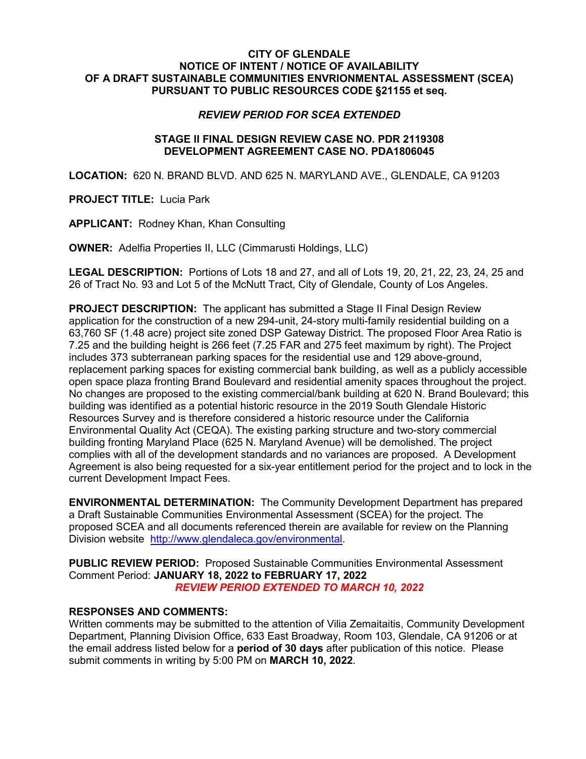**CITY OF GLENDALE**
**NOTICE OF INTENT / NOTICE OF AVAILABILITY**
**OF A DRAFT SUSTAINABLE COMMUNITIES ENVRIONMENTAL ASSESSMENT (SCEA)**
**PURSUANT TO PUBLIC RESOURCES CODE §21155 et seq.**

***REVIEW PERIOD FOR SCEA EXTENDED***

**STAGE II FINAL DESIGN REVIEW CASE NO. PDR 2119308**
**DEVELOPMENT AGREEMENT CASE NO. PDA1806045**

**LOCATION:** 620 N. BRAND BLVD. AND 625 N. MARYLAND AVE., GLENDALE, CA 91203

**PROJECT TITLE:** Lucia Park

**APPLICANT:** Rodney Khan, Khan Consulting

**OWNER:** Adelfia Properties II, LLC (Cimmarusti Holdings, LLC)

**LEGAL DESCRIPTION:** Portions of Lots 18 and 27, and all of Lots 19, 20, 21, 22, 23, 24, 25 and 26 of Tract No. 93 and Lot 5 of the McNutt Tract, City of Glendale, County of Los Angeles.

**PROJECT DESCRIPTION:** The applicant has submitted a Stage II Final Design Review application for the construction of a new 294-unit, 24-story multi-family residential building on a 63,760 SF (1.48 acre) project site zoned DSP Gateway District. The proposed Floor Area Ratio is 7.25 and the building height is 266 feet (7.25 FAR and 275 feet maximum by right). The Project includes 373 subterranean parking spaces for the residential use and 129 above-ground, replacement parking spaces for existing commercial bank building, as well as a publicly accessible open space plaza fronting Brand Boulevard and residential amenity spaces throughout the project. No changes are proposed to the existing commercial/bank building at 620 N. Brand Boulevard; this building was identified as a potential historic resource in the 2019 South Glendale Historic Resources Survey and is therefore considered a historic resource under the California Environmental Quality Act (CEQA). The existing parking structure and two-story commercial building fronting Maryland Place (625 N. Maryland Avenue) will be demolished. The project complies with all of the development standards and no variances are proposed. A Development Agreement is also being requested for a six-year entitlement period for the project and to lock in the current Development Impact Fees.

**ENVIRONMENTAL DETERMINATION:** The Community Development Department has prepared a Draft Sustainable Communities Environmental Assessment (SCEA) for the project. The proposed SCEA and all documents referenced therein are available for review on the Planning Division website http://www.glendaleca.gov/environmental.

**PUBLIC REVIEW PERIOD:** Proposed Sustainable Communities Environmental Assessment Comment Period: **JANUARY 18, 2022 to FEBRUARY 17, 2022**
***REVIEW PERIOD EXTENDED TO MARCH 10, 2022***

**RESPONSES AND COMMENTS:**
Written comments may be submitted to the attention of Vilia Zemaitaitis, Community Development Department, Planning Division Office, 633 East Broadway, Room 103, Glendale, CA 91206 or at the email address listed below for a **period of 30 days** after publication of this notice. Please submit comments in writing by 5:00 PM on **MARCH 10, 2022**.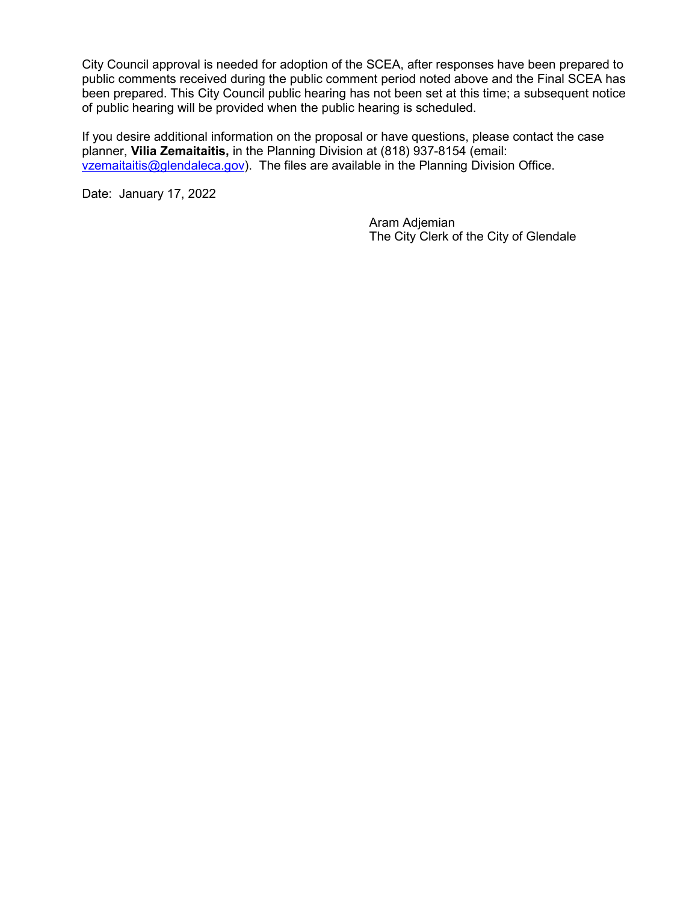City Council approval is needed for adoption of the SCEA, after responses have been prepared to public comments received during the public comment period noted above and the Final SCEA has been prepared. This City Council public hearing has not been set at this time; a subsequent notice of public hearing will be provided when the public hearing is scheduled.

If you desire additional information on the proposal or have questions, please contact the case planner, **Vilia Zemaitaitis,** in the Planning Division at (818) 937-8154 (email: vzemaitaitis@glendaleca.gov). The files are available in the Planning Division Office.

Date: January 17, 2022

Aram Adjemian
The City Clerk of the City of Glendale